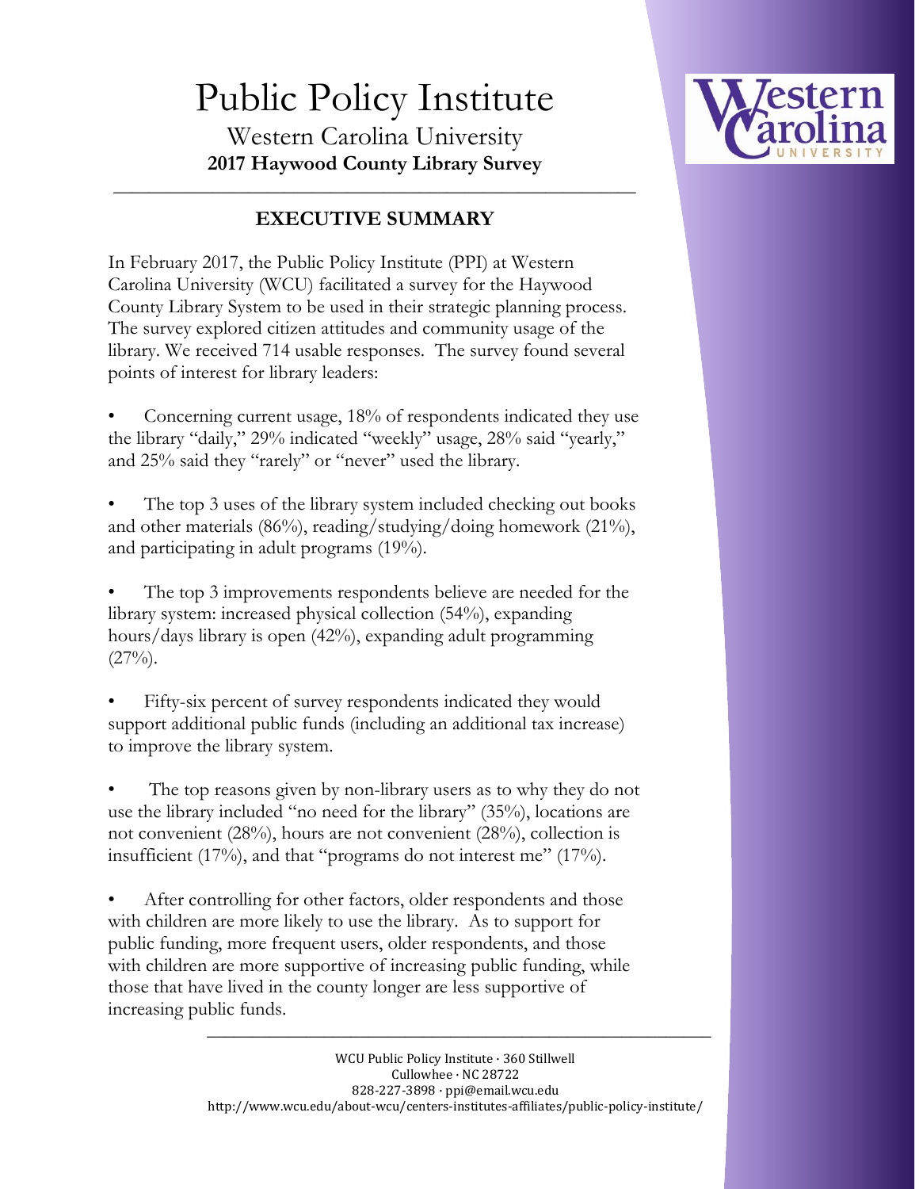# Public Policy Institute

Western Carolina University

**2017 Haywood County Library Survey**

## EXECUTIVE SUMMARY

In February 2017, the Public Policy Institute (PPI) at Western Carolina University (WCU) facilitated a survey for the Haywood County Library System to be used in their strategic planning process. The survey explored citizen attitudes and community usage of the library. We received 714 usable responses. The survey found several points of interest for library leaders:

- Concerning current usage, 18% of respondents indicated they use the library "daily," 29% indicated "weekly" usage, 28% said "yearly," and 25% said they "rarely" or "never" used the library.

- The top 3 uses of the library system included checking out books and other materials (86%), reading/studying/doing homework (21%), and participating in adult programs (19%).

- The top 3 improvements respondents believe are needed for the library system: increased physical collection (54%), expanding hours/days library is open (42%), expanding adult programming (27%).

- Fifty-six percent of survey respondents indicated they would support additional public funds (including an additional tax increase) to improve the library system.

- The top reasons given by non-library users as to why they do not use the library included "no need for the library" (35%), locations are not convenient (28%), hours are not convenient (28%), collection is insufficient (17%), and that "programs do not interest me" (17%).

- After controlling for other factors, older respondents and those with children are more likely to use the library. As to support for public funding, more frequent users, older respondents, and those with children are more supportive of increasing public funding, while those that have lived in the county longer are less supportive of increasing public funds.

WCU Public Policy Institute · 360 Stillwell
Cullowhee · NC 28722
828-227-3898 · ppi@email.wcu.edu
http://www.wcu.edu/about-wcu/centers-institutes-affiliates/public-policy-institute/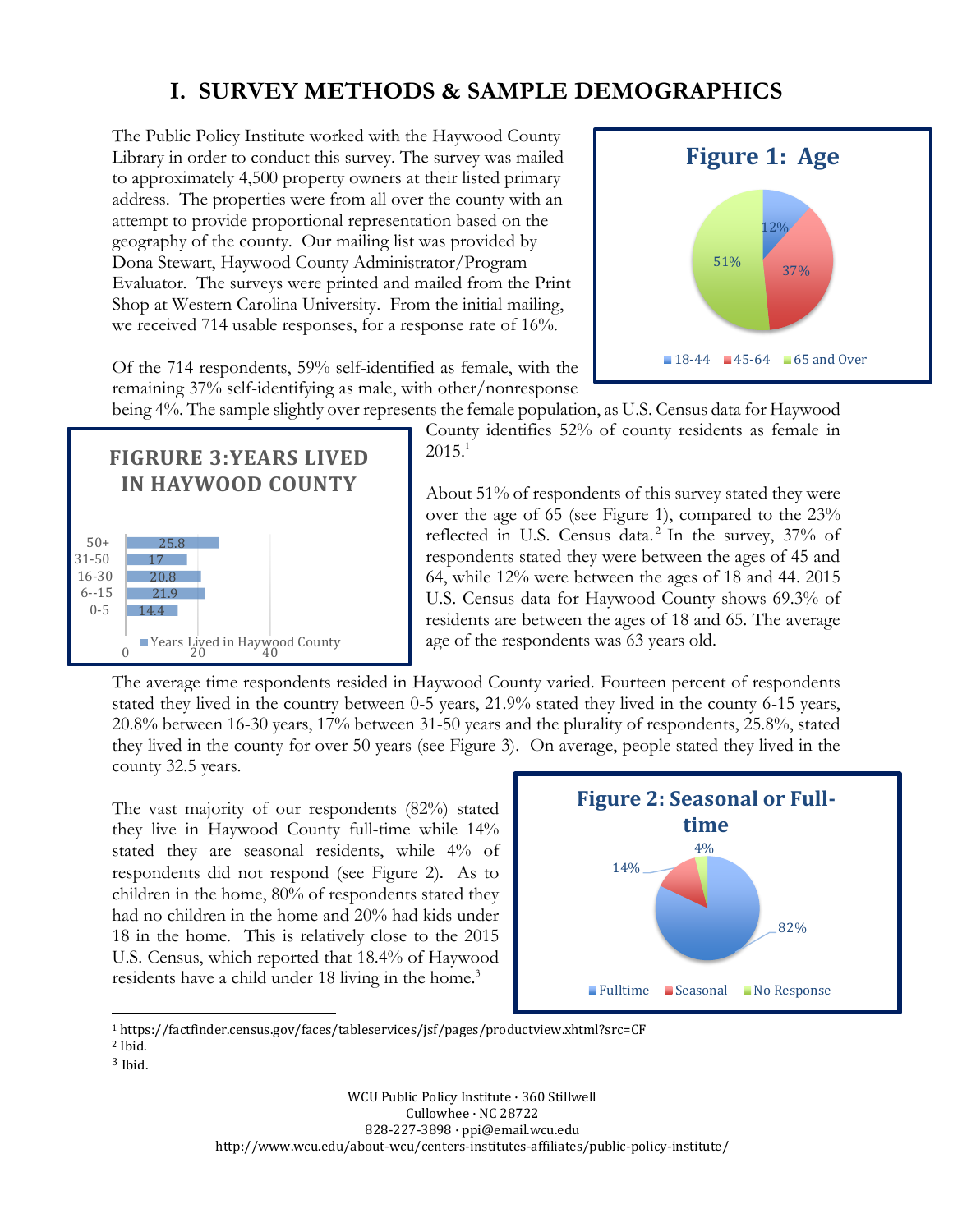# I. SURVEY METHODS & SAMPLE DEMOGRAPHICS

The Public Policy Institute worked with the Haywood County Library in order to conduct this survey. The survey was mailed to approximately 4,500 property owners at their listed primary address. The properties were from all over the county with an attempt to provide proportional representation based on the geography of the county. Our mailing list was provided by Dona Stewart, Haywood County Administrator/Program Evaluator. The surveys were printed and mailed from the Print Shop at Western Carolina University. From the initial mailing, we received 714 usable responses, for a response rate of 16%.

**Figure 1: Age**

| Age | Percent |
|---|---|
| 18-44 | 12% |
| 45-64 | 37% |
| 65 and Over | 51% |

Of the 714 respondents, 59% self-identified as female, with the remaining 37% self-identifying as male, with other/nonresponse being 4%. The sample slightly over represents the female population, as U.S. Census data for Haywood County identifies 52% of county residents as female in 2015.[1]

**FIGRURE 3:YEARS LIVED IN HAYWOOD COUNTY**

| Years Lived in Haywood County | Percent |
|---|---|
| 50+ | 25.8 |
| 31-50 | 17 |
| 16-30 | 20.8 |
| 6--15 | 21.9 |
| 0-5 | 14.4 |

About 51% of respondents of this survey stated they were over the age of 65 (see Figure 1), compared to the 23% reflected in U.S. Census data.[2] In the survey, 37% of respondents stated they were between the ages of 45 and 64, while 12% were between the ages of 18 and 44. 2015 U.S. Census data for Haywood County shows 69.3% of residents are between the ages of 18 and 65. The average age of the respondents was 63 years old.

The average time respondents resided in Haywood County varied. Fourteen percent of respondents stated they lived in the country between 0-5 years, 21.9% stated they lived in the county 6-15 years, 20.8% between 16-30 years, 17% between 31-50 years and the plurality of respondents, 25.8%, stated they lived in the county for over 50 years (see Figure 3). On average, people stated they lived in the county 32.5 years.

The vast majority of our respondents (82%) stated they live in Haywood County full-time while 14% stated they are seasonal residents, while 4% of respondents did not respond (see Figure 2). As to children in the home, 80% of respondents stated they had no children in the home and 20% had kids under 18 in the home. This is relatively close to the 2015 U.S. Census, which reported that 18.4% of Haywood residents have a child under 18 living in the home.[3]

**Figure 2: Seasonal or Full-time**

| Residency | Percent |
|---|---|
| Fulltime | 82% |
| Seasonal | 14% |
| No Response | 4% |

---

[1] https://factfinder.census.gov/faces/tableservices/jsf/pages/productview.xhtml?src=CF

[2] Ibid.

[3] Ibid.

WCU Public Policy Institute · 360 Stillwell
Cullowhee · NC 28722
828-227-3898 · ppi@email.wcu.edu
http://www.wcu.edu/about-wcu/centers-institutes-affiliates/public-policy-institute/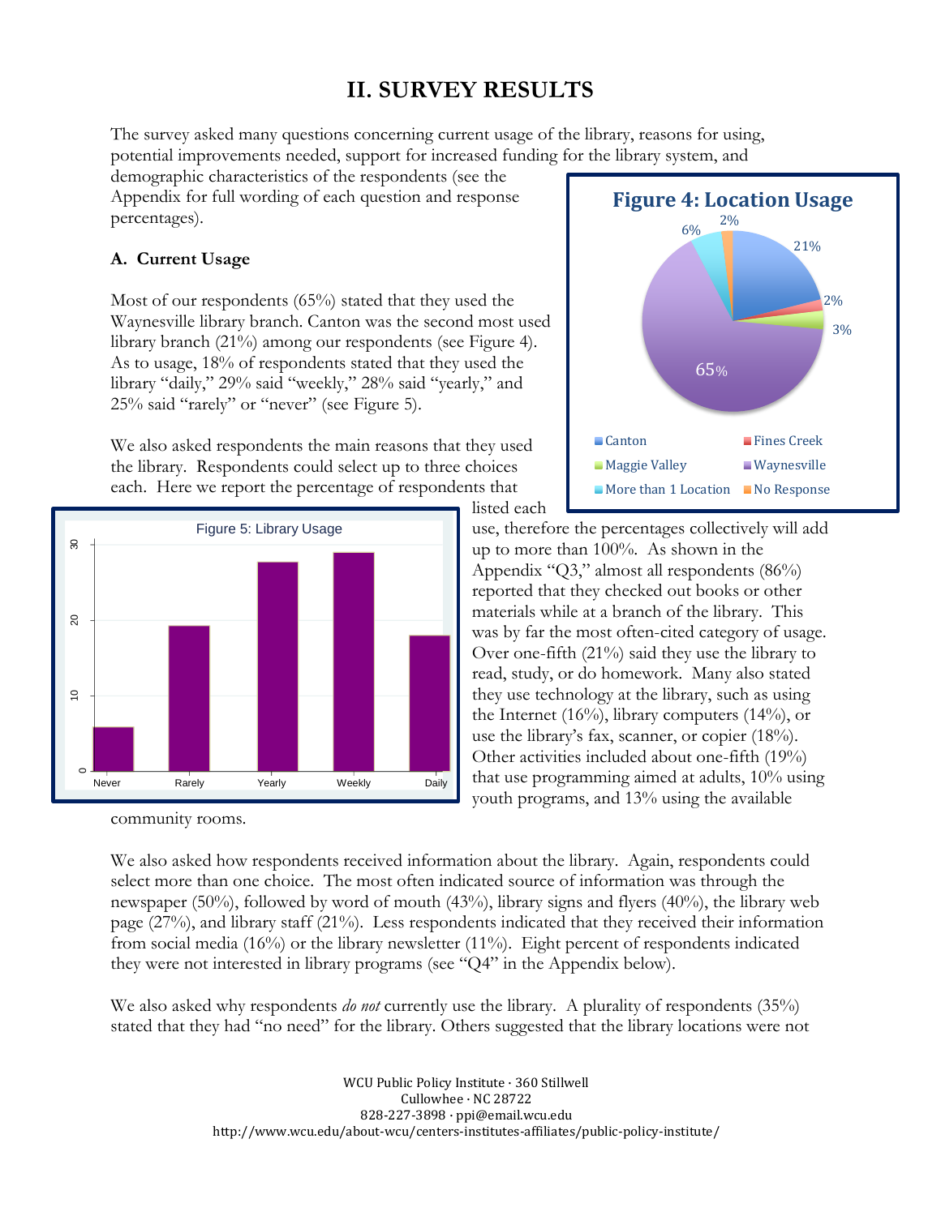# II. SURVEY RESULTS

The survey asked many questions concerning current usage of the library, reasons for using, potential improvements needed, support for increased funding for the library system, and demographic characteristics of the respondents (see the Appendix for full wording of each question and response percentages).

## A. Current Usage

Most of our respondents (65%) stated that they used the Waynesville library branch. Canton was the second most used library branch (21%) among our respondents (see Figure 4). As to usage, 18% of respondents stated that they used the library "daily," 29% said "weekly," 28% said "yearly," and 25% said "rarely" or "never" (see Figure 5).

**Figure 4: Location Usage**

**Figure 5: Library Usage**

We also asked respondents the main reasons that they used the library. Respondents could select up to three choices each. Here we report the percentage of respondents that listed each use, therefore the percentages collectively will add up to more than 100%. As shown in the Appendix "Q3," almost all respondents (86%) reported that they checked out books or other materials while at a branch of the library. This was by far the most often-cited category of usage. Over one-fifth (21%) said they use the library to read, study, or do homework. Many also stated they use technology at the library, such as using the Internet (16%), library computers (14%), or use the library's fax, scanner, or copier (18%). Other activities included about one-fifth (19%) that use programming aimed at adults, 10% using youth programs, and 13% using the available community rooms.

We also asked how respondents received information about the library. Again, respondents could select more than one choice. The most often indicated source of information was through the newspaper (50%), followed by word of mouth (43%), library signs and flyers (40%), the library web page (27%), and library staff (21%). Less respondents indicated that they received their information from social media (16%) or the library newsletter (11%). Eight percent of respondents indicated they were not interested in library programs (see "Q4" in the Appendix below).

We also asked why respondents *do not* currently use the library. A plurality of respondents (35%) stated that they had "no need" for the library. Others suggested that the library locations were not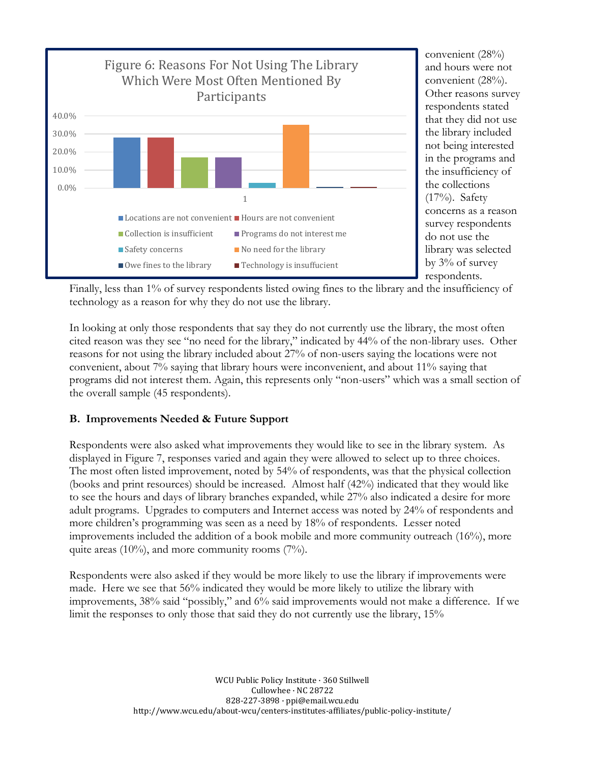Figure 6: Reasons For Not Using The Library Which Were Most Often Mentioned By Participants

| Reason | Percent |
|---|---|
| Locations are not convenient | 28% |
| Hours are not convenient | 28% |
| Collection is insufficient | 17% |
| Programs do not interest me | 17% |
| Safety concerns | 3% |
| No need for the library | 35% |
| Owe fines to the library | <1% |
| Technology is insuffucient | <1% |

convenient (28%) and hours were not convenient (28%). Other reasons survey respondents stated that they did not use the library included not being interested in the programs and the insufficiency of the collections (17%). Safety concerns as a reason survey respondents do not use the library was selected by 3% of survey respondents. Finally, less than 1% of survey respondents listed owing fines to the library and the insufficiency of technology as a reason for why they do not use the library.

In looking at only those respondents that say they do not currently use the library, the most often cited reason was they see "no need for the library," indicated by 44% of the non-library uses. Other reasons for not using the library included about 27% of non-users saying the locations were not convenient, about 7% saying that library hours were inconvenient, and about 11% saying that programs did not interest them. Again, this represents only "non-users" which was a small section of the overall sample (45 respondents).

### B. Improvements Needed & Future Support

Respondents were also asked what improvements they would like to see in the library system. As displayed in Figure 7, responses varied and again they were allowed to select up to three choices. The most often listed improvement, noted by 54% of respondents, was that the physical collection (books and print resources) should be increased. Almost half (42%) indicated that they would like to see the hours and days of library branches expanded, while 27% also indicated a desire for more adult programs. Upgrades to computers and Internet access was noted by 24% of respondents and more children's programming was seen as a need by 18% of respondents. Lesser noted improvements included the addition of a book mobile and more community outreach (16%), more quite areas (10%), and more community rooms (7%).

Respondents were also asked if they would be more likely to use the library if improvements were made. Here we see that 56% indicated they would be more likely to utilize the library with improvements, 38% said "possibly," and 6% said improvements would not make a difference. If we limit the responses to only those that said they do not currently use the library, 15%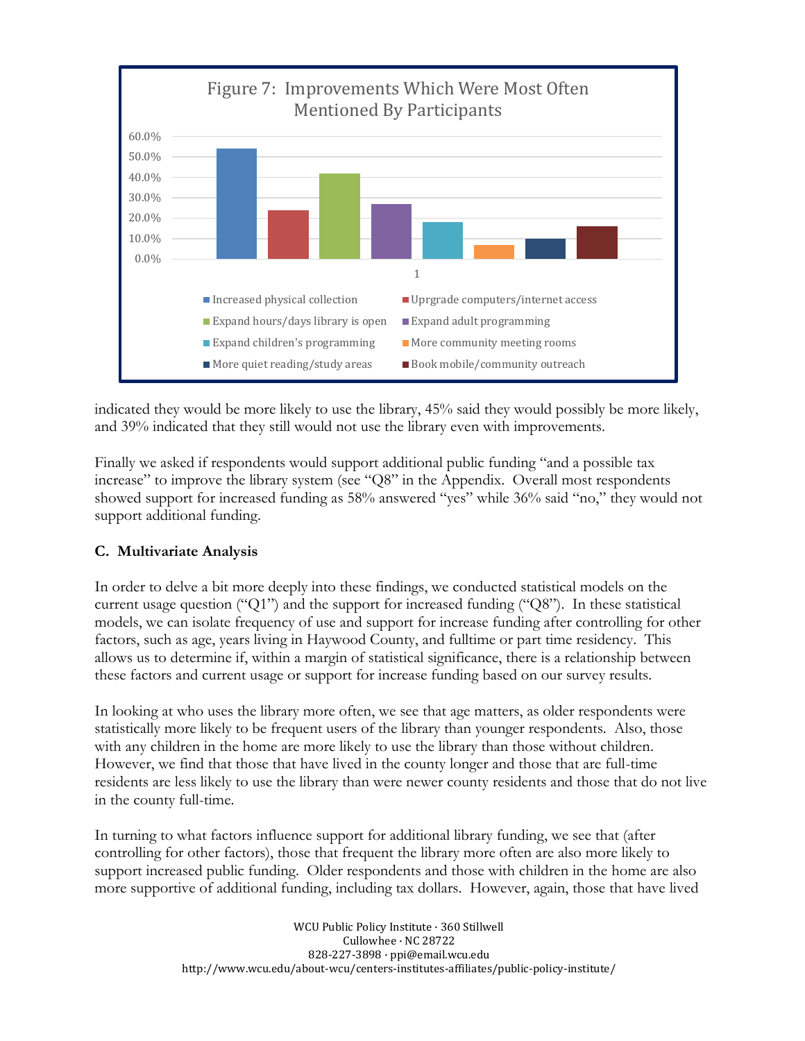Figure 7: Improvements Which Were Most Often Mentioned By Participants

| Improvement | Percent (approx.) |
|---|---|
| Increased physical collection | 54% |
| Uprgrade computers/internet access | 24% |
| Expand hours/days library is open | 42% |
| Expand adult programming | 27% |
| Expand children's programming | 18% |
| More community meeting rooms | 7% |
| More quiet reading/study areas | 10% |
| Book mobile/community outreach | 16% |

indicated they would be more likely to use the library, 45% said they would possibly be more likely, and 39% indicated that they still would not use the library even with improvements.

Finally we asked if respondents would support additional public funding "and a possible tax increase" to improve the library system (see "Q8" in the Appendix. Overall most respondents showed support for increased funding as 58% answered "yes" while 36% said "no," they would not support additional funding.

### C. Multivariate Analysis

In order to delve a bit more deeply into these findings, we conducted statistical models on the current usage question ("Q1") and the support for increased funding ("Q8"). In these statistical models, we can isolate frequency of use and support for increase funding after controlling for other factors, such as age, years living in Haywood County, and fulltime or part time residency. This allows us to determine if, within a margin of statistical significance, there is a relationship between these factors and current usage or support for increase funding based on our survey results.

In looking at who uses the library more often, we see that age matters, as older respondents were statistically more likely to be frequent users of the library than younger respondents. Also, those with any children in the home are more likely to use the library than those without children. However, we find that those that have lived in the county longer and those that are full-time residents are less likely to use the library than were newer county residents and those that do not live in the county full-time.

In turning to what factors influence support for additional library funding, we see that (after controlling for other factors), those that frequent the library more often are also more likely to support increased public funding. Older respondents and those with children in the home are also more supportive of additional funding, including tax dollars. However, again, those that have lived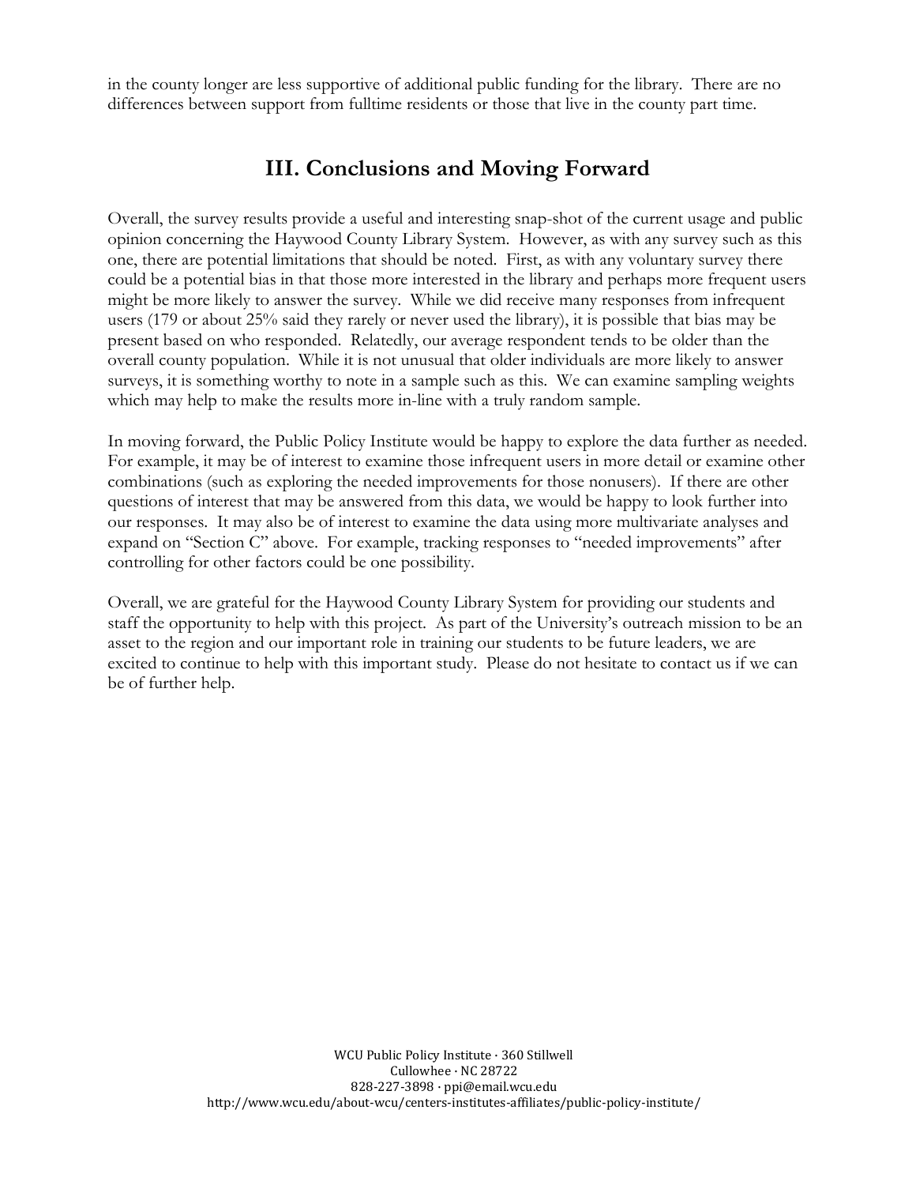in the county longer are less supportive of additional public funding for the library. There are no differences between support from fulltime residents or those that live in the county part time.

## III. Conclusions and Moving Forward

Overall, the survey results provide a useful and interesting snap-shot of the current usage and public opinion concerning the Haywood County Library System. However, as with any survey such as this one, there are potential limitations that should be noted. First, as with any voluntary survey there could be a potential bias in that those more interested in the library and perhaps more frequent users might be more likely to answer the survey. While we did receive many responses from infrequent users (179 or about 25% said they rarely or never used the library), it is possible that bias may be present based on who responded. Relatedly, our average respondent tends to be older than the overall county population. While it is not unusual that older individuals are more likely to answer surveys, it is something worthy to note in a sample such as this. We can examine sampling weights which may help to make the results more in-line with a truly random sample.

In moving forward, the Public Policy Institute would be happy to explore the data further as needed. For example, it may be of interest to examine those infrequent users in more detail or examine other combinations (such as exploring the needed improvements for those nonusers). If there are other questions of interest that may be answered from this data, we would be happy to look further into our responses. It may also be of interest to examine the data using more multivariate analyses and expand on "Section C" above. For example, tracking responses to "needed improvements" after controlling for other factors could be one possibility.

Overall, we are grateful for the Haywood County Library System for providing our students and staff the opportunity to help with this project. As part of the University's outreach mission to be an asset to the region and our important role in training our students to be future leaders, we are excited to continue to help with this important study. Please do not hesitate to contact us if we can be of further help.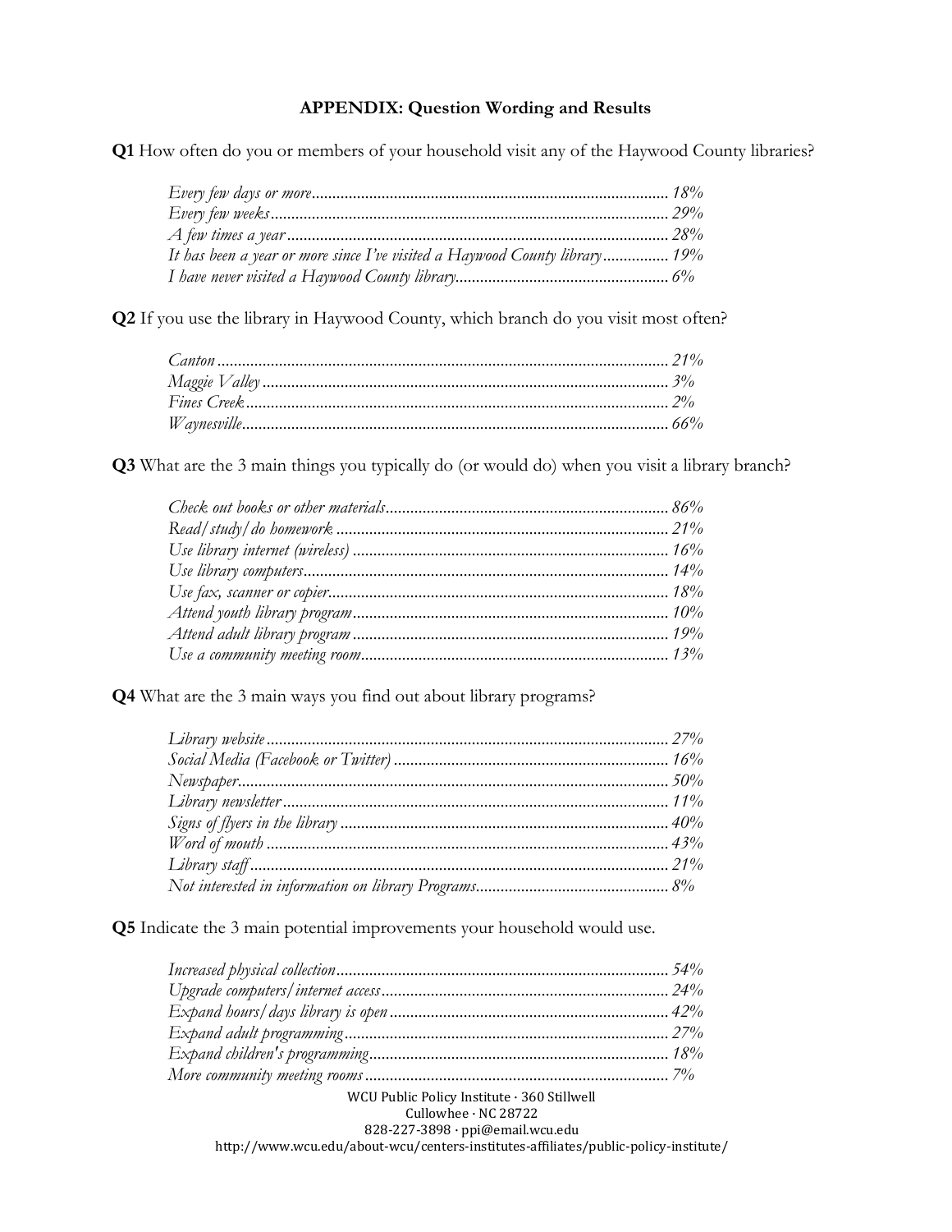**APPENDIX: Question Wording and Results**

**Q1** How often do you or members of your household visit any of the Haywood County libraries?

*Every few days or more*...................................................................................... *18%*
*Every few weeks*................................................................................................ *29%*
*A few times a year*............................................................................................ *28%*
*It has been a year or more since I've visited a Haywood County library*................ *19%*
*I have never visited a Haywood County library*.................................................... *6%*

**Q2** If you use the library in Haywood County, which branch do you visit most often?

*Canton*.............................................................................................................. *21%*
*Maggie Valley*.................................................................................................... *3%*
*Fines Creek*....................................................................................................... *2%*
*Waynesville*....................................................................................................... *66%*

**Q3** What are the 3 main things you typically do (or would do) when you visit a library branch?

*Check out books or other materials*..................................................................... *86%*
*Read/study/do homework*.................................................................................. *21%*
*Use library internet (wireless)*............................................................................. *16%*
*Use library computers*........................................................................................ *14%*
*Use fax, scanner or copier*................................................................................... *18%*
*Attend youth library program*.............................................................................. *10%*
*Attend adult library program*.............................................................................. *19%*
*Use a community meeting room*........................................................................... *13%*

**Q4** What are the 3 main ways you find out about library programs?

*Library website*.................................................................................................. *27%*
*Social Media (Facebook or Twitter)*..................................................................... *16%*
*Newspaper*......................................................................................................... *50%*
*Library newsletter*.............................................................................................. *11%*
*Signs of flyers in the library*................................................................................ *40%*
*Word of mouth*.................................................................................................. *43%*
*Library staff*....................................................................................................... *21%*
*Not interested in information on library Programs*............................................... *8%*

**Q5** Indicate the 3 main potential improvements your household would use.

*Increased physical collection*............................................................................... *54%*
*Upgrade computers/internet access*..................................................................... *24%*
*Expand hours/days library is open*...................................................................... *42%*
*Expand adult programming*................................................................................ *27%*
*Expand children's programming*.......................................................................... *18%*
*More community meeting rooms*.......................................................................... *7%*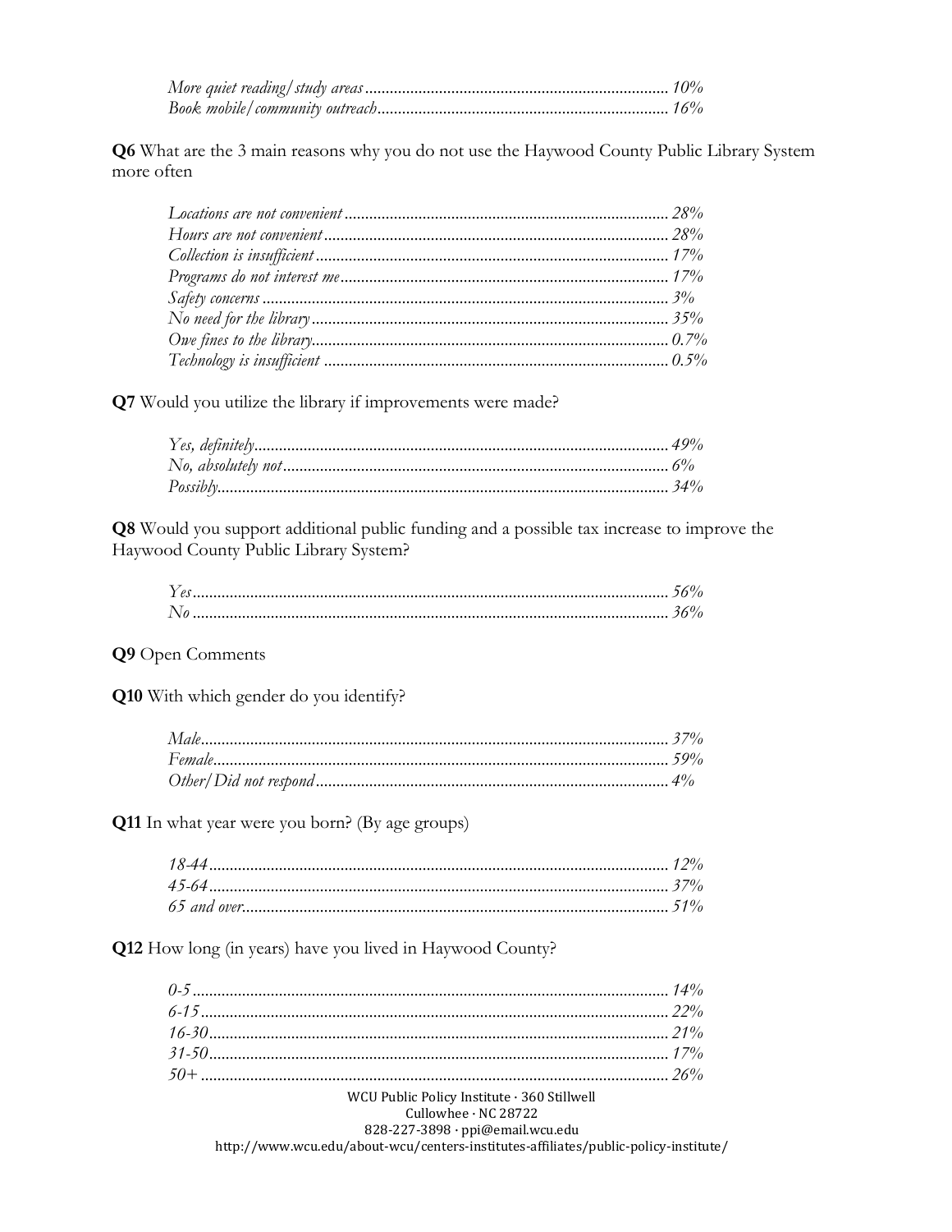*More quiet reading/study areas* ........................................................................ 10%
*Book mobile/community outreach* ..................................................................... 16%

**Q6** What are the 3 main reasons why you do not use the Haywood County Public Library System more often

*Locations are not convenient* ............................................................................. 28%
*Hours are not convenient* .................................................................................. 28%
*Collection is insufficient* .................................................................................... 17%
*Programs do not interest me* ............................................................................. 17%
*Safety concerns* ................................................................................................ 3%
*No need for the library* ..................................................................................... 35%
*Owe fines to the library* ..................................................................................... 0.7%
*Technology is insufficient* .................................................................................. 0.5%

**Q7** Would you utilize the library if improvements were made?

*Yes, definitely* .................................................................................................. 49%
*No, absolutely not* ............................................................................................ 6%
*Possibly* ........................................................................................................... 34%

**Q8** Would you support additional public funding and a possible tax increase to improve the Haywood County Public Library System?

*Yes* ................................................................................................................. 56%
*No* .................................................................................................................. 36%

**Q9** Open Comments

**Q10** With which gender do you identify?

*Male* ............................................................................................................... 37%
*Female* ............................................................................................................ 59%
*Other/Did not respond* ..................................................................................... 4%

**Q11** In what year were you born? (By age groups)

*18-44* .............................................................................................................. 12%
*45-64* .............................................................................................................. 37%
*65 and over* ..................................................................................................... 51%

**Q12** How long (in years) have you lived in Haywood County?

*0-5* ................................................................................................................. 14%
*6-15* ............................................................................................................... 22%
*16-30* ............................................................................................................. 21%
*31-50* ............................................................................................................. 17%
*50+* ................................................................................................................ 26%

WCU Public Policy Institute · 360 Stillwell
Cullowhee · NC 28722
828-227-3898 · ppi@email.wcu.edu
http://www.wcu.edu/about-wcu/centers-institutes-affiliates/public-policy-institute/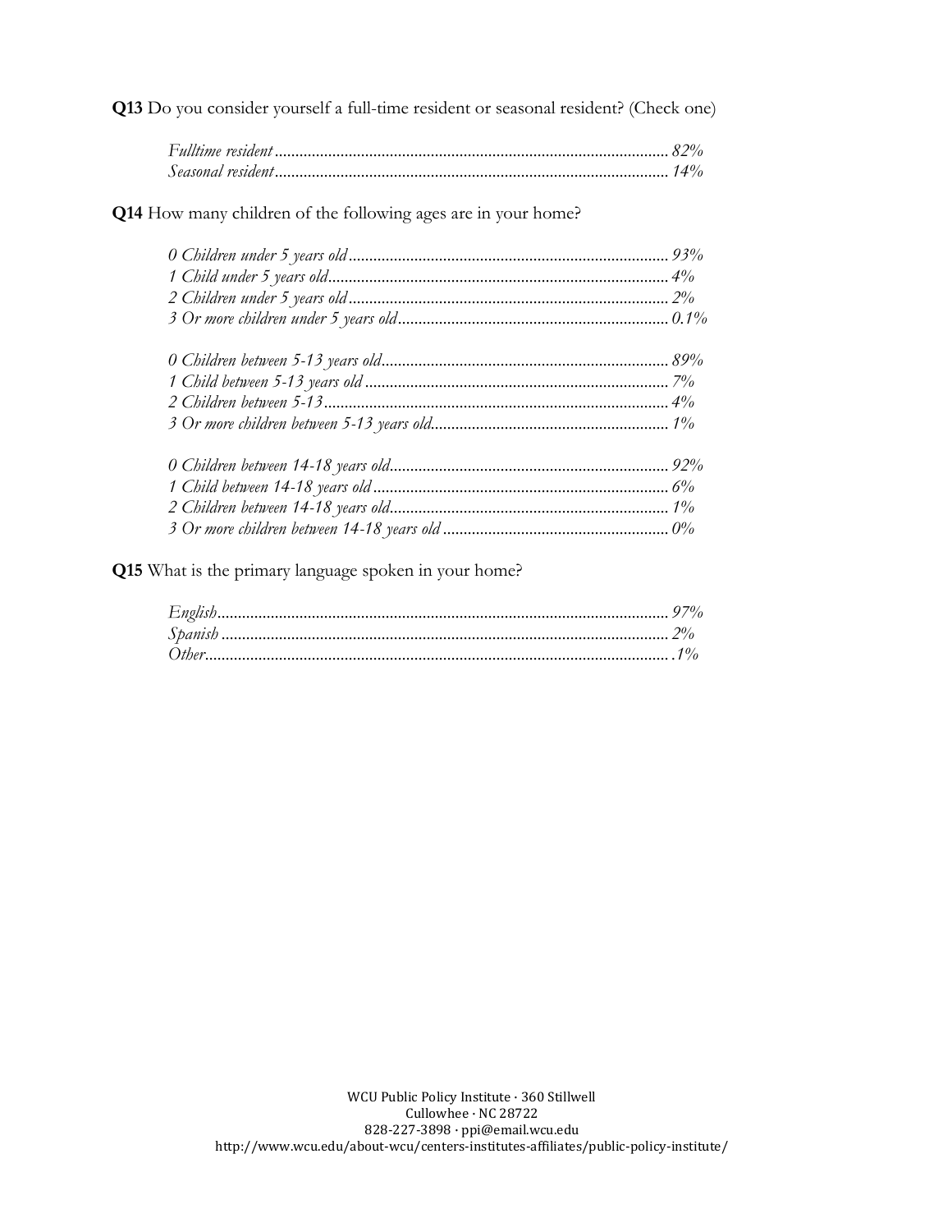**Q13** Do you consider yourself a full-time resident or seasonal resident? (Check one)

*Fulltime resident* ........................................................................................ *82%*
*Seasonal resident* ........................................................................................ *14%*

**Q14** How many children of the following ages are in your home?

*0 Children under 5 years old* ........................................................................ *93%*
*1 Child under 5 years old* ............................................................................ *4%*
*2 Children under 5 years old* ........................................................................ *2%*
*3 Or more children under 5 years old* ........................................................ *0.1%*

*0 Children between 5-13 years old* .............................................................. *89%*
*1 Child between 5-13 years old* .................................................................. *7%*
*2 Children between 5-13* ............................................................................. *4%*
*3 Or more children between 5-13 years old* ................................................ *1%*

*0 Children between 14-18 years old* ............................................................ *92%*
*1 Child between 14-18 years old* ................................................................ *6%*
*2 Children between 14-18 years old* ............................................................ *1%*
*3 Or more children between 14-18 years old* .............................................. *0%*

**Q15** What is the primary language spoken in your home?

*English* ........................................................................................................ *97%*
*Spanish* ........................................................................................................ *2%*
*Other* .......................................................................................................... *.1%*